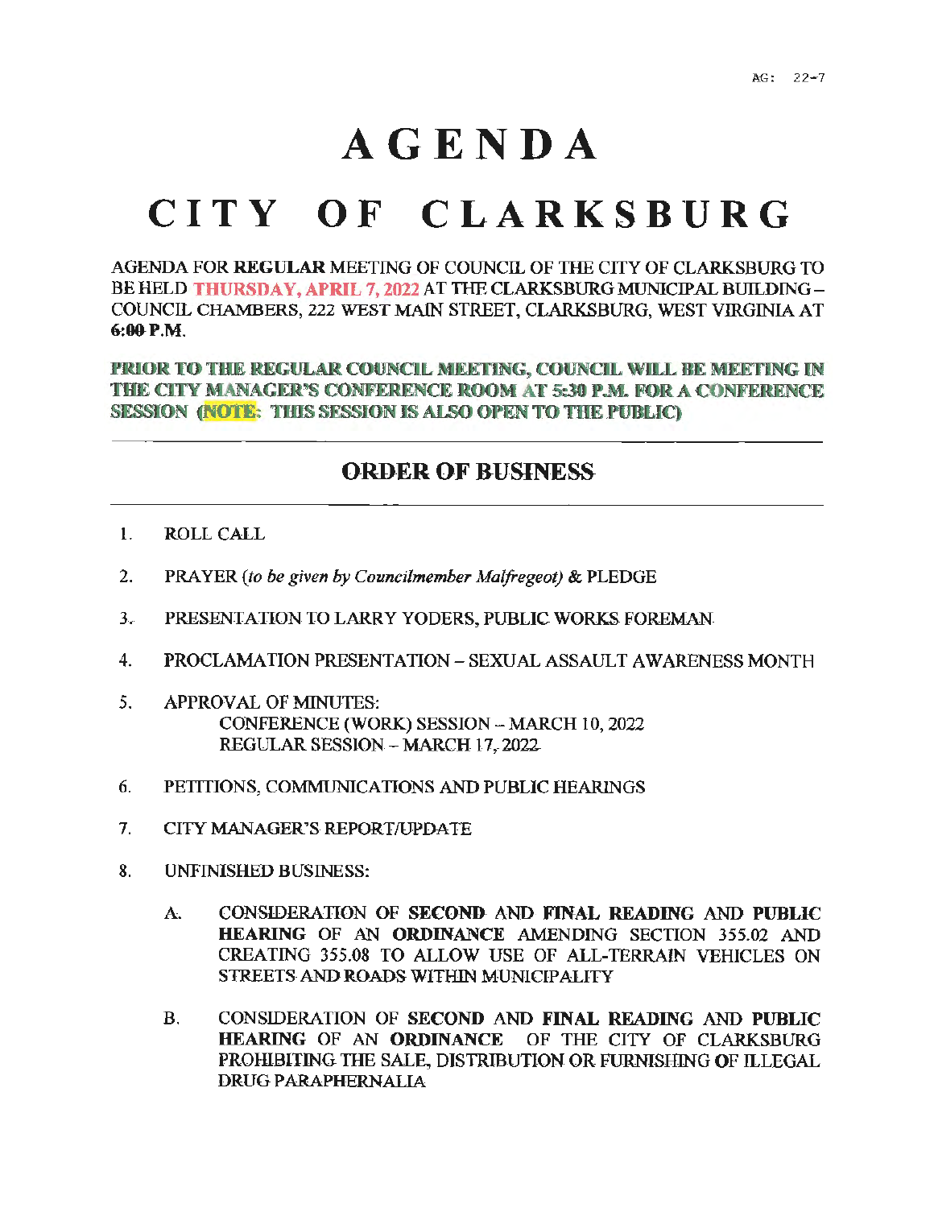AG: 22-7

# AGENDA

# CITY OF CLARKSBURG

AGENDA FOR **REGULAR** MEETING OF COUNCIL OF THE CITY OF CLARKSBURG TO BE HELD **THURSDAY, APRIL 7, 2022** AT THE CLARKSBURG MUNICIPAL BUILDING – COUNCIL CHAMBERS, 222 WEST MAIN STREET, CLARKSBURG, WEST VIRGINIA AT **6:00 P.M.**

**PRIOR TO THE REGULAR COUNCIL MEETING, COUNCIL WILL BE MEETING IN THE CITY MANAGER'S CONFERENCE ROOM AT 5:30 P.M. FOR A CONFERENCE SESSION (NOTE: THIS SESSION IS ALSO OPEN TO THE PUBLIC)**

---

## ORDER OF BUSINESS

---

1. ROLL CALL

2. PRAYER *(to be given by Councilmember Malfregeot)* & PLEDGE

3. PRESENTATION TO LARRY YODERS, PUBLIC WORKS FOREMAN

4. PROCLAMATION PRESENTATION – SEXUAL ASSAULT AWARENESS MONTH

5. APPROVAL OF MINUTES:
   CONFERENCE (WORK) SESSION – MARCH 10, 2022
   REGULAR SESSION – MARCH 17, 2022

6. PETITIONS, COMMUNICATIONS AND PUBLIC HEARINGS

7. CITY MANAGER'S REPORT/UPDATE

8. UNFINISHED BUSINESS:

   A. CONSIDERATION OF **SECOND** AND **FINAL READING** AND **PUBLIC HEARING** OF AN **ORDINANCE** AMENDING SECTION 355.02 AND CREATING 355.08 TO ALLOW USE OF ALL-TERRAIN VEHICLES ON STREETS AND ROADS WITHIN MUNICIPALITY

   B. CONSIDERATION OF **SECOND** AND **FINAL READING** AND **PUBLIC HEARING** OF AN **ORDINANCE** OF THE CITY OF CLARKSBURG PROHIBITING THE SALE, DISTRIBUTION OR FURNISHING OF ILLEGAL DRUG PARAPHERNALIA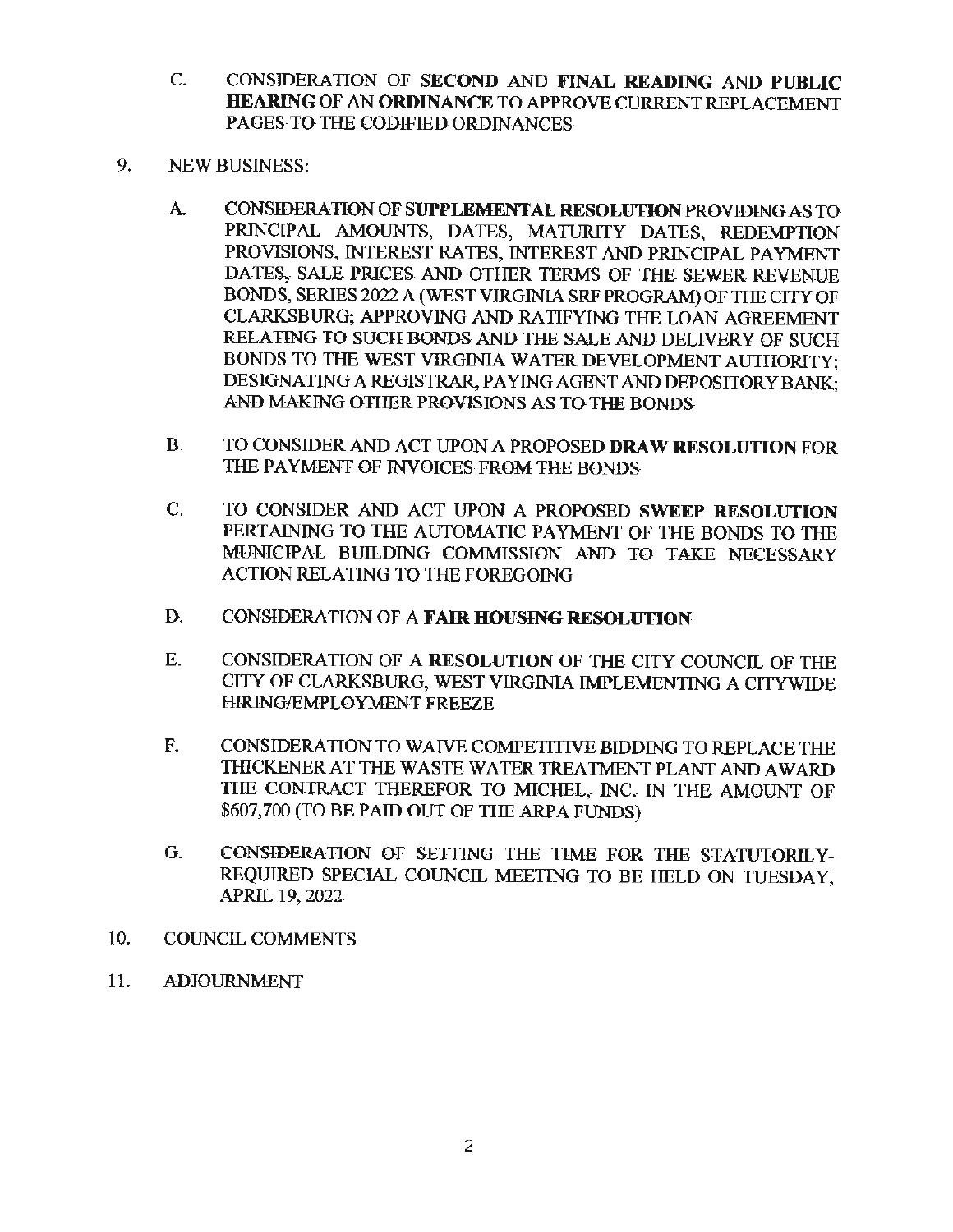C. CONSIDERATION OF **SECOND** AND **FINAL READING** AND **PUBLIC HEARING** OF AN **ORDINANCE** TO APPROVE CURRENT REPLACEMENT PAGES TO THE CODIFIED ORDINANCES

9. NEW BUSINESS:

   A. CONSIDERATION OF **SUPPLEMENTAL RESOLUTION** PROVIDING AS TO PRINCIPAL AMOUNTS, DATES, MATURITY DATES, REDEMPTION PROVISIONS, INTEREST RATES, INTEREST AND PRINCIPAL PAYMENT DATES, SALE PRICES AND OTHER TERMS OF THE SEWER REVENUE BONDS, SERIES 2022 A (WEST VIRGINIA SRF PROGRAM) OF THE CITY OF CLARKSBURG; APPROVING AND RATIFYING THE LOAN AGREEMENT RELATING TO SUCH BONDS AND THE SALE AND DELIVERY OF SUCH BONDS TO THE WEST VIRGINIA WATER DEVELOPMENT AUTHORITY; DESIGNATING A REGISTRAR, PAYING AGENT AND DEPOSITORY BANK; AND MAKING OTHER PROVISIONS AS TO THE BONDS

   B. TO CONSIDER AND ACT UPON A PROPOSED **DRAW RESOLUTION** FOR THE PAYMENT OF INVOICES FROM THE BONDS

   C. TO CONSIDER AND ACT UPON A PROPOSED **SWEEP RESOLUTION** PERTAINING TO THE AUTOMATIC PAYMENT OF THE BONDS TO THE MUNICIPAL BUILDING COMMISSION AND TO TAKE NECESSARY ACTION RELATING TO THE FOREGOING

   D. CONSIDERATION OF A **FAIR HOUSING RESOLUTION**

   E. CONSIDERATION OF A **RESOLUTION** OF THE CITY COUNCIL OF THE CITY OF CLARKSBURG, WEST VIRGINIA IMPLEMENTING A CITYWIDE HIRING/EMPLOYMENT FREEZE

   F. CONSIDERATION TO WAIVE COMPETITIVE BIDDING TO REPLACE THE THICKENER AT THE WASTE WATER TREATMENT PLANT AND AWARD THE CONTRACT THEREFOR TO MICHEL, INC. IN THE AMOUNT OF $607,700 (TO BE PAID OUT OF THE ARPA FUNDS)

   G. CONSIDERATION OF SETTING THE TIME FOR THE STATUTORILY-REQUIRED SPECIAL COUNCIL MEETING TO BE HELD ON TUESDAY, APRIL 19, 2022

10. COUNCIL COMMENTS

11. ADJOURNMENT